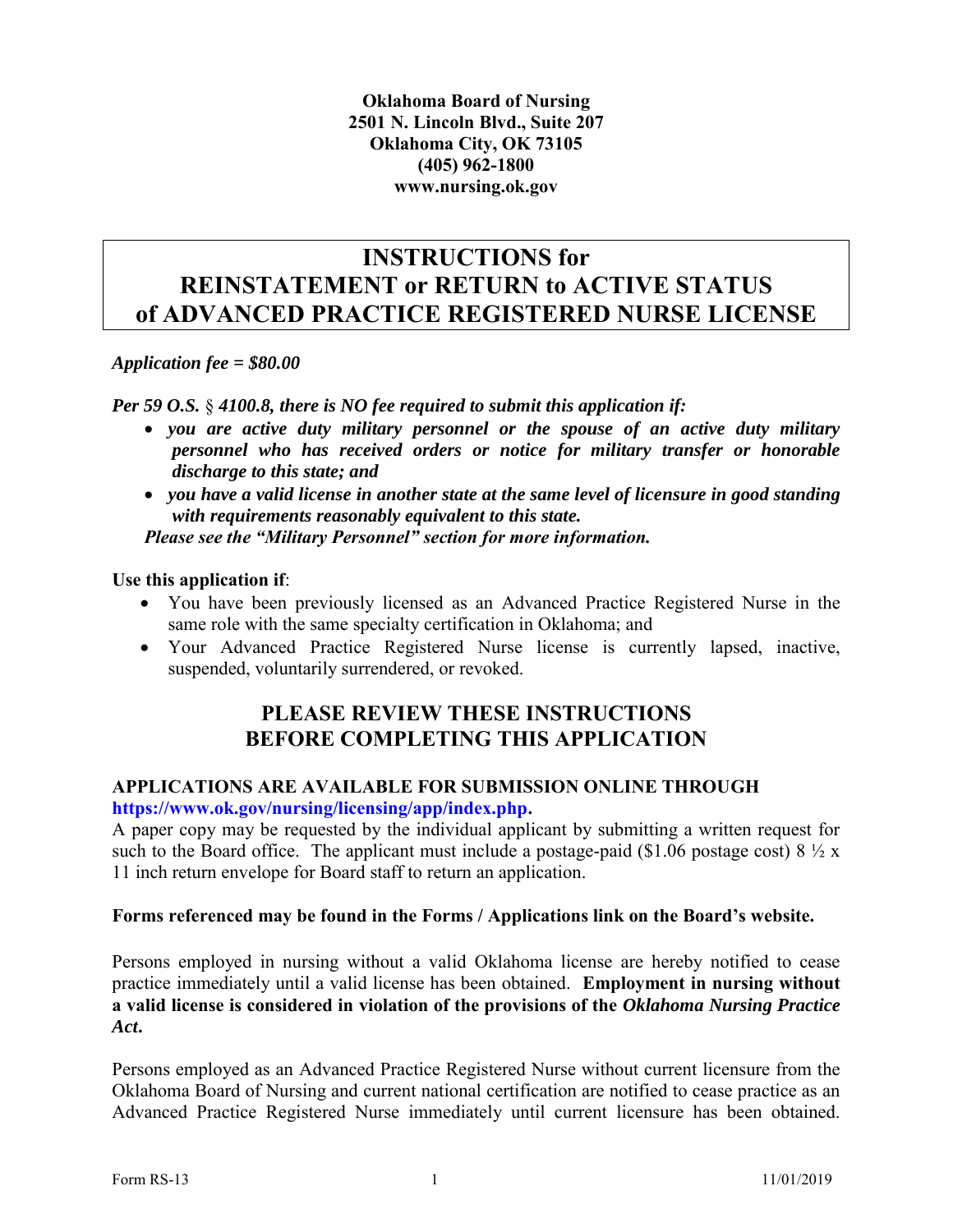**Oklahoma Board of Nursing**
**2501 N. Lincoln Blvd., Suite 207**
**Oklahoma City, OK 73105**
**(405) 962-1800**
**www.nursing.ok.gov**

# INSTRUCTIONS for REINSTATEMENT or RETURN to ACTIVE STATUS of ADVANCED PRACTICE REGISTERED NURSE LICENSE

***Application fee = $80.00***

***Per 59 O.S. § 4100.8, there is NO fee required to submit this application if:***

- ***you are active duty military personnel or the spouse of an active duty military personnel who has received orders or notice for military transfer or honorable discharge to this state; and***
- ***you have a valid license in another state at the same level of licensure in good standing with requirements reasonably equivalent to this state.***

***Please see the "Military Personnel" section for more information.***

**Use this application if**:

- You have been previously licensed as an Advanced Practice Registered Nurse in the same role with the same specialty certification in Oklahoma; and
- Your Advanced Practice Registered Nurse license is currently lapsed, inactive, suspended, voluntarily surrendered, or revoked.

## PLEASE REVIEW THESE INSTRUCTIONS BEFORE COMPLETING THIS APPLICATION

**APPLICATIONS ARE AVAILABLE FOR SUBMISSION ONLINE THROUGH https://www.ok.gov/nursing/licensing/app/index.php.**

A paper copy may be requested by the individual applicant by submitting a written request for such to the Board office. The applicant must include a postage-paid ($1.06 postage cost) 8 ½ x 11 inch return envelope for Board staff to return an application.

**Forms referenced may be found in the Forms / Applications link on the Board's website.**

Persons employed in nursing without a valid Oklahoma license are hereby notified to cease practice immediately until a valid license has been obtained. **Employment in nursing without a valid license is considered in violation of the provisions of the *Oklahoma Nursing Practice Act*.**

Persons employed as an Advanced Practice Registered Nurse without current licensure from the Oklahoma Board of Nursing and current national certification are notified to cease practice as an Advanced Practice Registered Nurse immediately until current licensure has been obtained.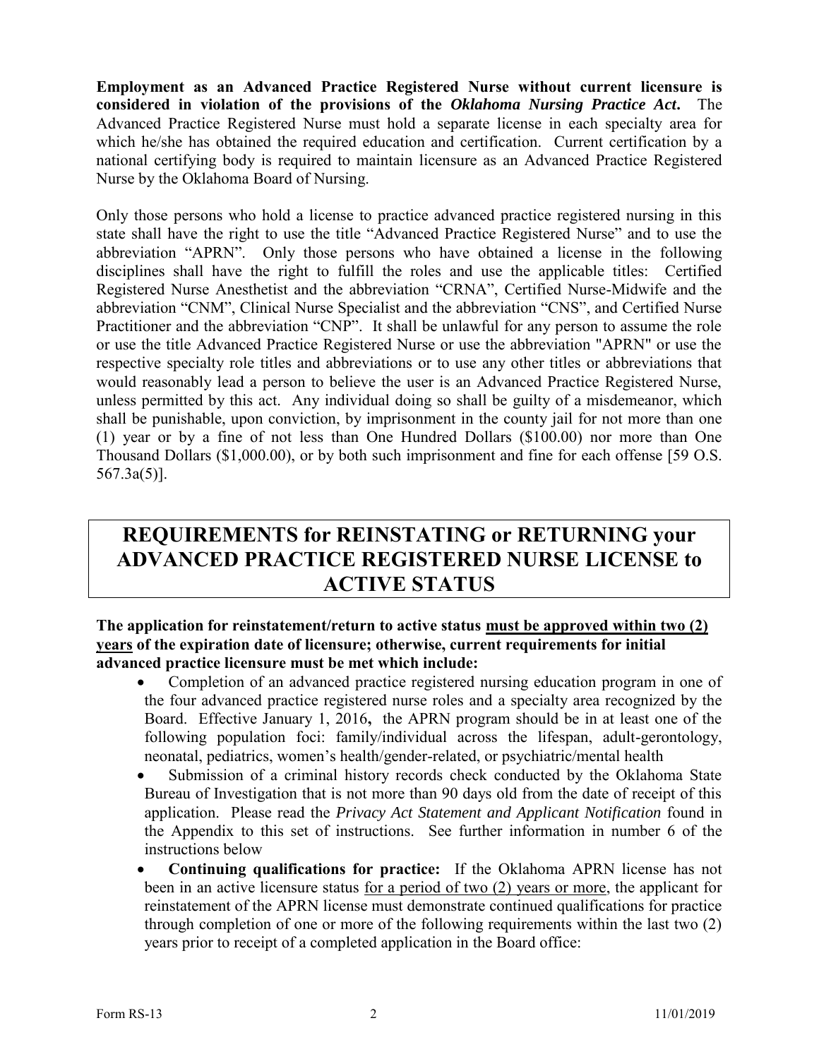**Employment as an Advanced Practice Registered Nurse without current licensure is considered in violation of the provisions of the *Oklahoma Nursing Practice Act*.** The Advanced Practice Registered Nurse must hold a separate license in each specialty area for which he/she has obtained the required education and certification. Current certification by a national certifying body is required to maintain licensure as an Advanced Practice Registered Nurse by the Oklahoma Board of Nursing.

Only those persons who hold a license to practice advanced practice registered nursing in this state shall have the right to use the title "Advanced Practice Registered Nurse" and to use the abbreviation "APRN". Only those persons who have obtained a license in the following disciplines shall have the right to fulfill the roles and use the applicable titles: Certified Registered Nurse Anesthetist and the abbreviation "CRNA", Certified Nurse-Midwife and the abbreviation "CNM", Clinical Nurse Specialist and the abbreviation "CNS", and Certified Nurse Practitioner and the abbreviation "CNP". It shall be unlawful for any person to assume the role or use the title Advanced Practice Registered Nurse or use the abbreviation "APRN" or use the respective specialty role titles and abbreviations or to use any other titles or abbreviations that would reasonably lead a person to believe the user is an Advanced Practice Registered Nurse, unless permitted by this act. Any individual doing so shall be guilty of a misdemeanor, which shall be punishable, upon conviction, by imprisonment in the county jail for not more than one (1) year or by a fine of not less than One Hundred Dollars ($100.00) nor more than One Thousand Dollars ($1,000.00), or by both such imprisonment and fine for each offense [59 O.S. 567.3a(5)].

# REQUIREMENTS for REINSTATING or RETURNING your ADVANCED PRACTICE REGISTERED NURSE LICENSE to ACTIVE STATUS

**The application for reinstatement/return to active status <u>must be approved within two (2) years</u> of the expiration date of licensure; otherwise, current requirements for initial advanced practice licensure must be met which include:**

- Completion of an advanced practice registered nursing education program in one of the four advanced practice registered nurse roles and a specialty area recognized by the Board. Effective January 1, 2016**,** the APRN program should be in at least one of the following population foci: family/individual across the lifespan, adult-gerontology, neonatal, pediatrics, women's health/gender-related, or psychiatric/mental health
- Submission of a criminal history records check conducted by the Oklahoma State Bureau of Investigation that is not more than 90 days old from the date of receipt of this application. Please read the *Privacy Act Statement and Applicant Notification* found in the Appendix to this set of instructions. See further information in number 6 of the instructions below
- **Continuing qualifications for practice:** If the Oklahoma APRN license has not been in an active licensure status <u>for a period of two (2) years or more</u>, the applicant for reinstatement of the APRN license must demonstrate continued qualifications for practice through completion of one or more of the following requirements within the last two (2) years prior to receipt of a completed application in the Board office: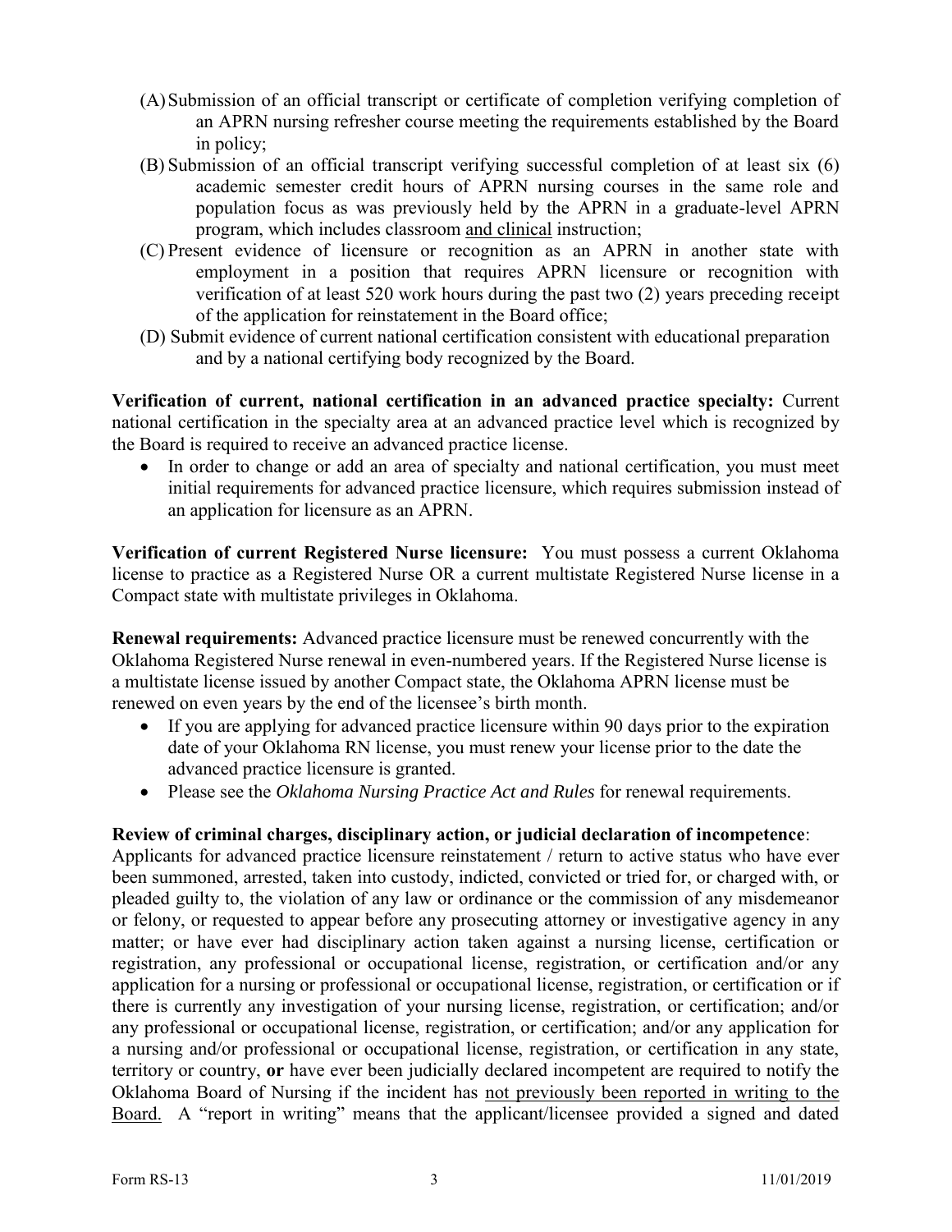(A) Submission of an official transcript or certificate of completion verifying completion of an APRN nursing refresher course meeting the requirements established by the Board in policy;

(B) Submission of an official transcript verifying successful completion of at least six (6) academic semester credit hours of APRN nursing courses in the same role and population focus as was previously held by the APRN in a graduate-level APRN program, which includes classroom <u>and clinical</u> instruction;

(C) Present evidence of licensure or recognition as an APRN in another state with employment in a position that requires APRN licensure or recognition with verification of at least 520 work hours during the past two (2) years preceding receipt of the application for reinstatement in the Board office;

(D) Submit evidence of current national certification consistent with educational preparation and by a national certifying body recognized by the Board.

**Verification of current, national certification in an advanced practice specialty:** Current national certification in the specialty area at an advanced practice level which is recognized by the Board is required to receive an advanced practice license.

- In order to change or add an area of specialty and national certification, you must meet initial requirements for advanced practice licensure, which requires submission instead of an application for licensure as an APRN.

**Verification of current Registered Nurse licensure:** You must possess a current Oklahoma license to practice as a Registered Nurse OR a current multistate Registered Nurse license in a Compact state with multistate privileges in Oklahoma.

**Renewal requirements:** Advanced practice licensure must be renewed concurrently with the Oklahoma Registered Nurse renewal in even-numbered years. If the Registered Nurse license is a multistate license issued by another Compact state, the Oklahoma APRN license must be renewed on even years by the end of the licensee's birth month.

- If you are applying for advanced practice licensure within 90 days prior to the expiration date of your Oklahoma RN license, you must renew your license prior to the date the advanced practice licensure is granted.
- Please see the *Oklahoma Nursing Practice Act and Rules* for renewal requirements.

**Review of criminal charges, disciplinary action, or judicial declaration of incompetence**: Applicants for advanced practice licensure reinstatement / return to active status who have ever been summoned, arrested, taken into custody, indicted, convicted or tried for, or charged with, or pleaded guilty to, the violation of any law or ordinance or the commission of any misdemeanor or felony, or requested to appear before any prosecuting attorney or investigative agency in any matter; or have ever had disciplinary action taken against a nursing license, certification or registration, any professional or occupational license, registration, or certification and/or any application for a nursing or professional or occupational license, registration, or certification or if there is currently any investigation of your nursing license, registration, or certification; and/or any professional or occupational license, registration, or certification; and/or any application for a nursing and/or professional or occupational license, registration, or certification in any state, territory or country, **or** have ever been judicially declared incompetent are required to notify the Oklahoma Board of Nursing if the incident has <u>not previously been reported in writing to the Board.</u> A "report in writing" means that the applicant/licensee provided a signed and dated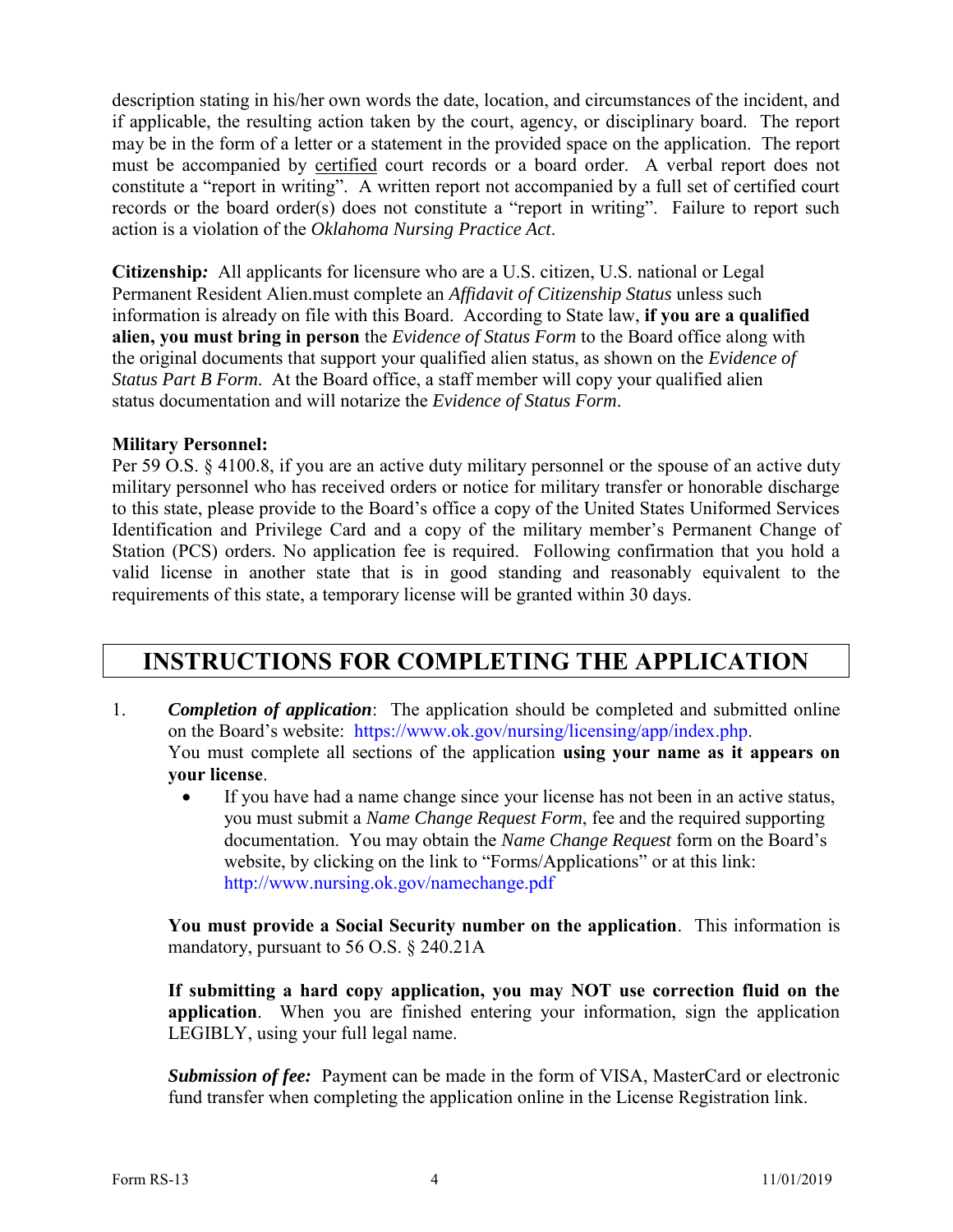description stating in his/her own words the date, location, and circumstances of the incident, and if applicable, the resulting action taken by the court, agency, or disciplinary board. The report may be in the form of a letter or a statement in the provided space on the application. The report must be accompanied by certified court records or a board order. A verbal report does not constitute a "report in writing". A written report not accompanied by a full set of certified court records or the board order(s) does not constitute a "report in writing". Failure to report such action is a violation of the *Oklahoma Nursing Practice Act*.

**Citizenship***:* All applicants for licensure who are a U.S. citizen, U.S. national or Legal Permanent Resident Alien.must complete an *Affidavit of Citizenship Status* unless such information is already on file with this Board. According to State law, **if you are a qualified alien, you must bring in person** the *Evidence of Status Form* to the Board office along with the original documents that support your qualified alien status, as shown on the *Evidence of Status Part B Form*. At the Board office, a staff member will copy your qualified alien status documentation and will notarize the *Evidence of Status Form*.

**Military Personnel:**

Per 59 O.S. § 4100.8, if you are an active duty military personnel or the spouse of an active duty military personnel who has received orders or notice for military transfer or honorable discharge to this state, please provide to the Board's office a copy of the United States Uniformed Services Identification and Privilege Card and a copy of the military member's Permanent Change of Station (PCS) orders. No application fee is required. Following confirmation that you hold a valid license in another state that is in good standing and reasonably equivalent to the requirements of this state, a temporary license will be granted within 30 days.

# INSTRUCTIONS FOR COMPLETING THE APPLICATION

1. ***Completion of application***: The application should be completed and submitted online on the Board's website: https://www.ok.gov/nursing/licensing/app/index.php.
   You must complete all sections of the application **using your name as it appears on your license**.
   - If you have had a name change since your license has not been in an active status, you must submit a *Name Change Request Form*, fee and the required supporting documentation. You may obtain the *Name Change Request* form on the Board's website, by clicking on the link to "Forms/Applications" or at this link: http://www.nursing.ok.gov/namechange.pdf

   **You must provide a Social Security number on the application**. This information is mandatory, pursuant to 56 O.S. § 240.21A

   **If submitting a hard copy application, you may NOT use correction fluid on the application**. When you are finished entering your information, sign the application LEGIBLY, using your full legal name.

   ***Submission of fee:*** Payment can be made in the form of VISA, MasterCard or electronic fund transfer when completing the application online in the License Registration link.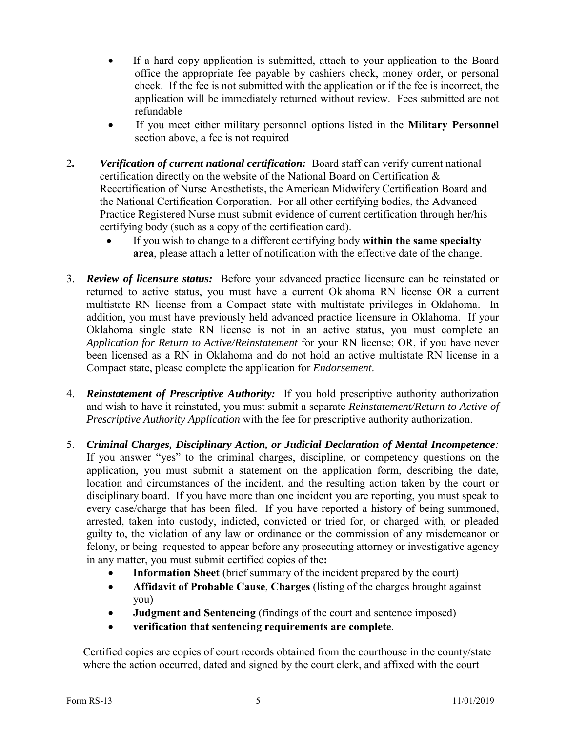- If a hard copy application is submitted, attach to your application to the Board office the appropriate fee payable by cashiers check, money order, or personal check. If the fee is not submitted with the application or if the fee is incorrect, the application will be immediately returned without review. Fees submitted are not refundable
- If you meet either military personnel options listed in the **Military Personnel** section above, a fee is not required

2. ***Verification of current national certification:*** Board staff can verify current national certification directly on the website of the National Board on Certification & Recertification of Nurse Anesthetists, the American Midwifery Certification Board and the National Certification Corporation. For all other certifying bodies, the Advanced Practice Registered Nurse must submit evidence of current certification through her/his certifying body (such as a copy of the certification card).
   - If you wish to change to a different certifying body **within the same specialty area**, please attach a letter of notification with the effective date of the change.

3. ***Review of licensure status:*** Before your advanced practice licensure can be reinstated or returned to active status, you must have a current Oklahoma RN license OR a current multistate RN license from a Compact state with multistate privileges in Oklahoma. In addition, you must have previously held advanced practice licensure in Oklahoma. If your Oklahoma single state RN license is not in an active status, you must complete an *Application for Return to Active/Reinstatement* for your RN license; OR, if you have never been licensed as a RN in Oklahoma and do not hold an active multistate RN license in a Compact state, please complete the application for *Endorsement*.

4. ***Reinstatement of Prescriptive Authority:*** If you hold prescriptive authority authorization and wish to have it reinstated, you must submit a separate *Reinstatement/Return to Active of Prescriptive Authority Application* with the fee for prescriptive authority authorization.

5. ***Criminal Charges, Disciplinary Action, or Judicial Declaration of Mental Incompetence:*** If you answer "yes" to the criminal charges, discipline, or competency questions on the application, you must submit a statement on the application form, describing the date, location and circumstances of the incident, and the resulting action taken by the court or disciplinary board. If you have more than one incident you are reporting, you must speak to every case/charge that has been filed. If you have reported a history of being summoned, arrested, taken into custody, indicted, convicted or tried for, or charged with, or pleaded guilty to, the violation of any law or ordinance or the commission of any misdemeanor or felony, or being requested to appear before any prosecuting attorney or investigative agency in any matter, you must submit certified copies of the**:**
   - **Information Sheet** (brief summary of the incident prepared by the court)
   - **Affidavit of Probable Cause**, **Charges** (listing of the charges brought against you)
   - **Judgment and Sentencing** (findings of the court and sentence imposed)
   - **verification that sentencing requirements are complete**.

   Certified copies are copies of court records obtained from the courthouse in the county/state where the action occurred, dated and signed by the court clerk, and affixed with the court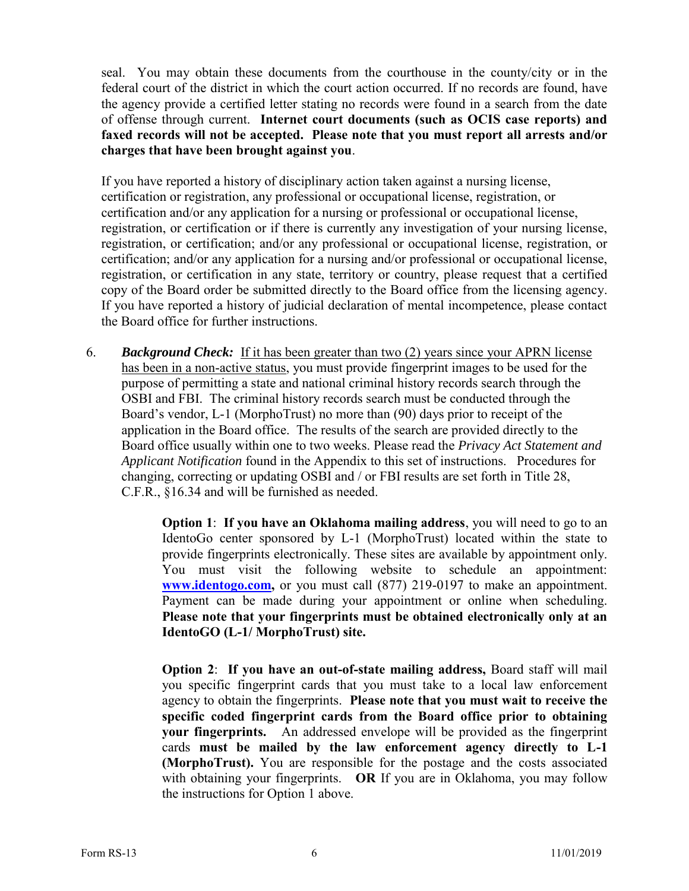seal. You may obtain these documents from the courthouse in the county/city or in the federal court of the district in which the court action occurred. If no records are found, have the agency provide a certified letter stating no records were found in a search from the date of offense through current. **Internet court documents (such as OCIS case reports) and faxed records will not be accepted. Please note that you must report all arrests and/or charges that have been brought against you**.

If you have reported a history of disciplinary action taken against a nursing license, certification or registration, any professional or occupational license, registration, or certification and/or any application for a nursing or professional or occupational license, registration, or certification or if there is currently any investigation of your nursing license, registration, or certification; and/or any professional or occupational license, registration, or certification; and/or any application for a nursing and/or professional or occupational license, registration, or certification in any state, territory or country, please request that a certified copy of the Board order be submitted directly to the Board office from the licensing agency. If you have reported a history of judicial declaration of mental incompetence, please contact the Board office for further instructions.

6. ***Background Check:*** <u>If it has been greater than two (2) years since your APRN license has been in a non-active status</u>, you must provide fingerprint images to be used for the purpose of permitting a state and national criminal history records search through the OSBI and FBI. The criminal history records search must be conducted through the Board's vendor, L-1 (MorphoTrust) no more than (90) days prior to receipt of the application in the Board office. The results of the search are provided directly to the Board office usually within one to two weeks. Please read the *Privacy Act Statement and Applicant Notification* found in the Appendix to this set of instructions. Procedures for changing, correcting or updating OSBI and / or FBI results are set forth in Title 28, C.F.R., §16.34 and will be furnished as needed.

   **Option 1**: **If you have an Oklahoma mailing address**, you will need to go to an IdentoGo center sponsored by L-1 (MorphoTrust) located within the state to provide fingerprints electronically. These sites are available by appointment only. You must visit the following website to schedule an appointment: **www.identogo.com,** or you must call (877) 219-0197 to make an appointment. Payment can be made during your appointment or online when scheduling. **Please note that your fingerprints must be obtained electronically only at an IdentoGO (L-1/ MorphoTrust) site.**

   **Option 2**: **If you have an out-of-state mailing address,** Board staff will mail you specific fingerprint cards that you must take to a local law enforcement agency to obtain the fingerprints. **Please note that you must wait to receive the specific coded fingerprint cards from the Board office prior to obtaining your fingerprints.** An addressed envelope will be provided as the fingerprint cards **must be mailed by the law enforcement agency directly to L-1 (MorphoTrust).** You are responsible for the postage and the costs associated with obtaining your fingerprints. **OR** If you are in Oklahoma, you may follow the instructions for Option 1 above.

Form RS-13 11/01/2019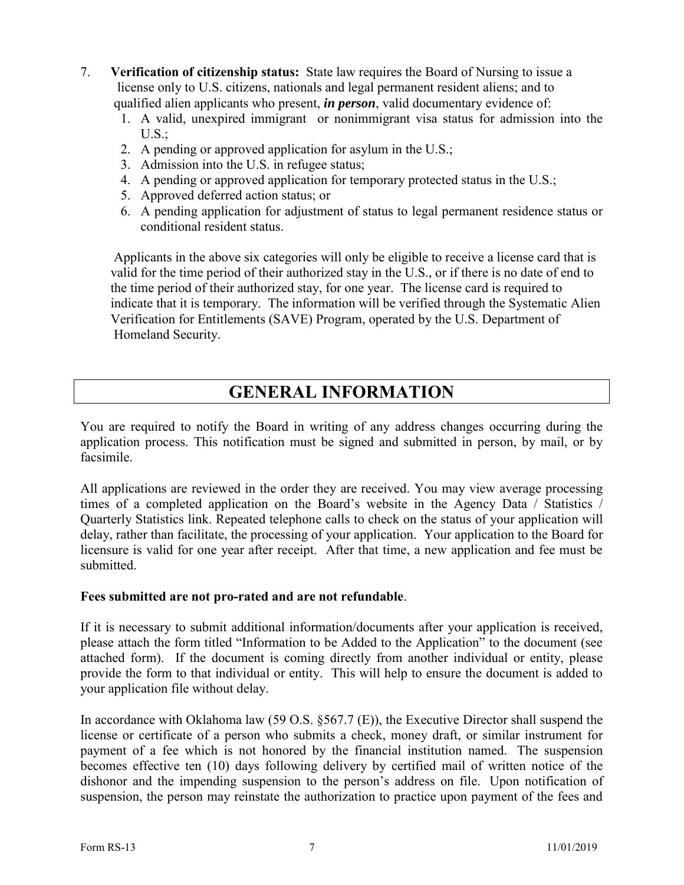7. **Verification of citizenship status:** State law requires the Board of Nursing to issue a license only to U.S. citizens, nationals and legal permanent resident aliens; and to qualified alien applicants who present, ***in person***, valid documentary evidence of:
   1. A valid, unexpired immigrant or nonimmigrant visa status for admission into the U.S.;
   2. A pending or approved application for asylum in the U.S.;
   3. Admission into the U.S. in refugee status;
   4. A pending or approved application for temporary protected status in the U.S.;
   5. Approved deferred action status; or
   6. A pending application for adjustment of status to legal permanent residence status or conditional resident status.

   Applicants in the above six categories will only be eligible to receive a license card that is valid for the time period of their authorized stay in the U.S., or if there is no date of end to the time period of their authorized stay, for one year. The license card is required to indicate that it is temporary. The information will be verified through the Systematic Alien Verification for Entitlements (SAVE) Program, operated by the U.S. Department of Homeland Security.

# GENERAL INFORMATION

You are required to notify the Board in writing of any address changes occurring during the application process. This notification must be signed and submitted in person, by mail, or by facsimile.

All applications are reviewed in the order they are received. You may view average processing times of a completed application on the Board's website in the Agency Data / Statistics / Quarterly Statistics link. Repeated telephone calls to check on the status of your application will delay, rather than facilitate, the processing of your application. Your application to the Board for licensure is valid for one year after receipt. After that time, a new application and fee must be submitted.

**Fees submitted are not pro-rated and are not refundable**.

If it is necessary to submit additional information/documents after your application is received, please attach the form titled "Information to be Added to the Application" to the document (see attached form). If the document is coming directly from another individual or entity, please provide the form to that individual or entity. This will help to ensure the document is added to your application file without delay.

In accordance with Oklahoma law (59 O.S. §567.7 (E)), the Executive Director shall suspend the license or certificate of a person who submits a check, money draft, or similar instrument for payment of a fee which is not honored by the financial institution named. The suspension becomes effective ten (10) days following delivery by certified mail of written notice of the dishonor and the impending suspension to the person's address on file. Upon notification of suspension, the person may reinstate the authorization to practice upon payment of the fees and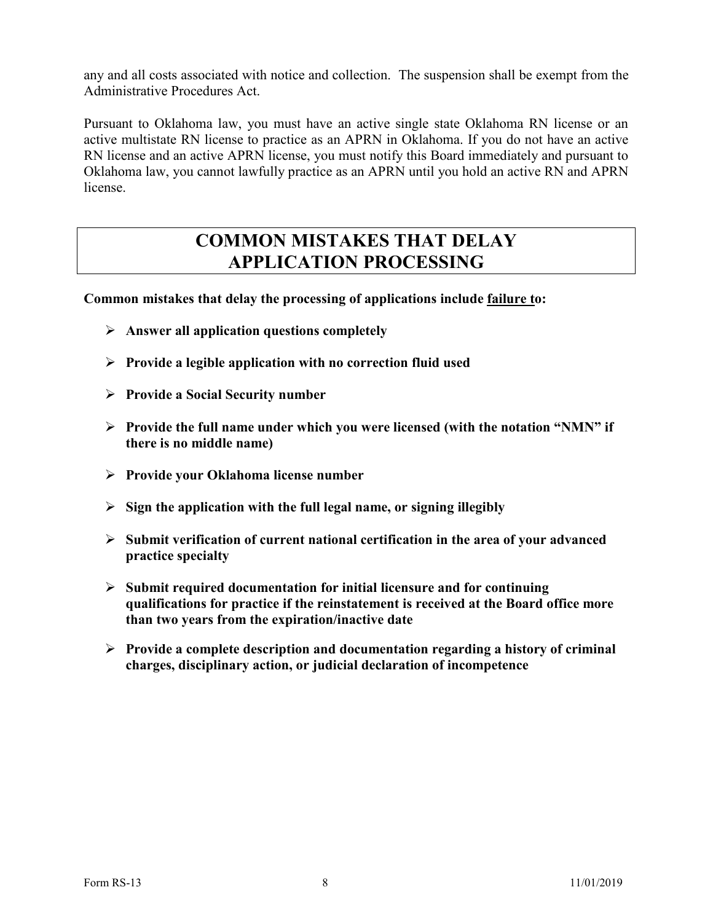any and all costs associated with notice and collection. The suspension shall be exempt from the Administrative Procedures Act.

Pursuant to Oklahoma law, you must have an active single state Oklahoma RN license or an active multistate RN license to practice as an APRN in Oklahoma. If you do not have an active RN license and an active APRN license, you must notify this Board immediately and pursuant to Oklahoma law, you cannot lawfully practice as an APRN until you hold an active RN and APRN license.

## COMMON MISTAKES THAT DELAY APPLICATION PROCESSING

**Common mistakes that delay the processing of applications include failure to:**

- **Answer all application questions completely**
- **Provide a legible application with no correction fluid used**
- **Provide a Social Security number**
- **Provide the full name under which you were licensed (with the notation "NMN" if there is no middle name)**
- **Provide your Oklahoma license number**
- **Sign the application with the full legal name, or signing illegibly**
- **Submit verification of current national certification in the area of your advanced practice specialty**
- **Submit required documentation for initial licensure and for continuing qualifications for practice if the reinstatement is received at the Board office more than two years from the expiration/inactive date**
- **Provide a complete description and documentation regarding a history of criminal charges, disciplinary action, or judicial declaration of incompetence**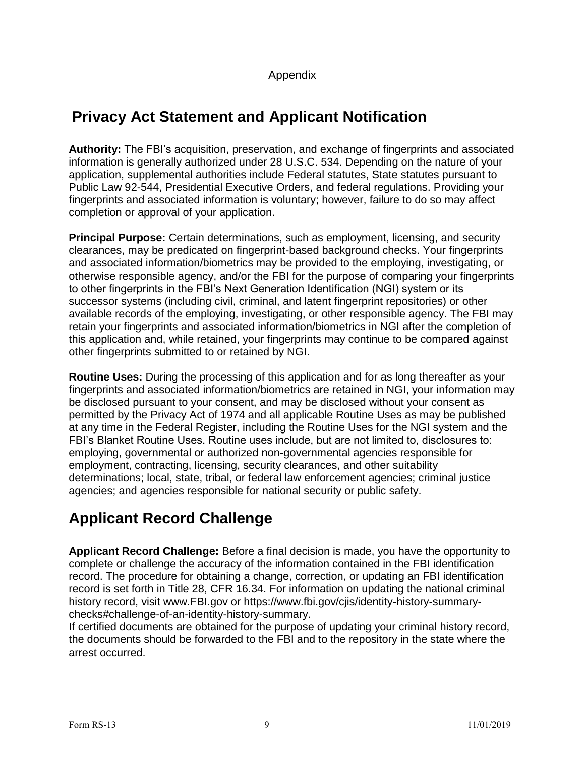Appendix

## Privacy Act Statement and Applicant Notification

**Authority:** The FBI's acquisition, preservation, and exchange of fingerprints and associated information is generally authorized under 28 U.S.C. 534. Depending on the nature of your application, supplemental authorities include Federal statutes, State statutes pursuant to Public Law 92-544, Presidential Executive Orders, and federal regulations. Providing your fingerprints and associated information is voluntary; however, failure to do so may affect completion or approval of your application.

**Principal Purpose:** Certain determinations, such as employment, licensing, and security clearances, may be predicated on fingerprint-based background checks. Your fingerprints and associated information/biometrics may be provided to the employing, investigating, or otherwise responsible agency, and/or the FBI for the purpose of comparing your fingerprints to other fingerprints in the FBI's Next Generation Identification (NGI) system or its successor systems (including civil, criminal, and latent fingerprint repositories) or other available records of the employing, investigating, or other responsible agency. The FBI may retain your fingerprints and associated information/biometrics in NGI after the completion of this application and, while retained, your fingerprints may continue to be compared against other fingerprints submitted to or retained by NGI.

**Routine Uses:** During the processing of this application and for as long thereafter as your fingerprints and associated information/biometrics are retained in NGI, your information may be disclosed pursuant to your consent, and may be disclosed without your consent as permitted by the Privacy Act of 1974 and all applicable Routine Uses as may be published at any time in the Federal Register, including the Routine Uses for the NGI system and the FBI's Blanket Routine Uses. Routine uses include, but are not limited to, disclosures to: employing, governmental or authorized non-governmental agencies responsible for employment, contracting, licensing, security clearances, and other suitability determinations; local, state, tribal, or federal law enforcement agencies; criminal justice agencies; and agencies responsible for national security or public safety.

## Applicant Record Challenge

**Applicant Record Challenge:** Before a final decision is made, you have the opportunity to complete or challenge the accuracy of the information contained in the FBI identification record. The procedure for obtaining a change, correction, or updating an FBI identification record is set forth in Title 28, CFR 16.34. For information on updating the national criminal history record, visit www.FBI.gov or https://www.fbi.gov/cjis/identity-history-summary-checks#challenge-of-an-identity-history-summary.

If certified documents are obtained for the purpose of updating your criminal history record, the documents should be forwarded to the FBI and to the repository in the state where the arrest occurred.